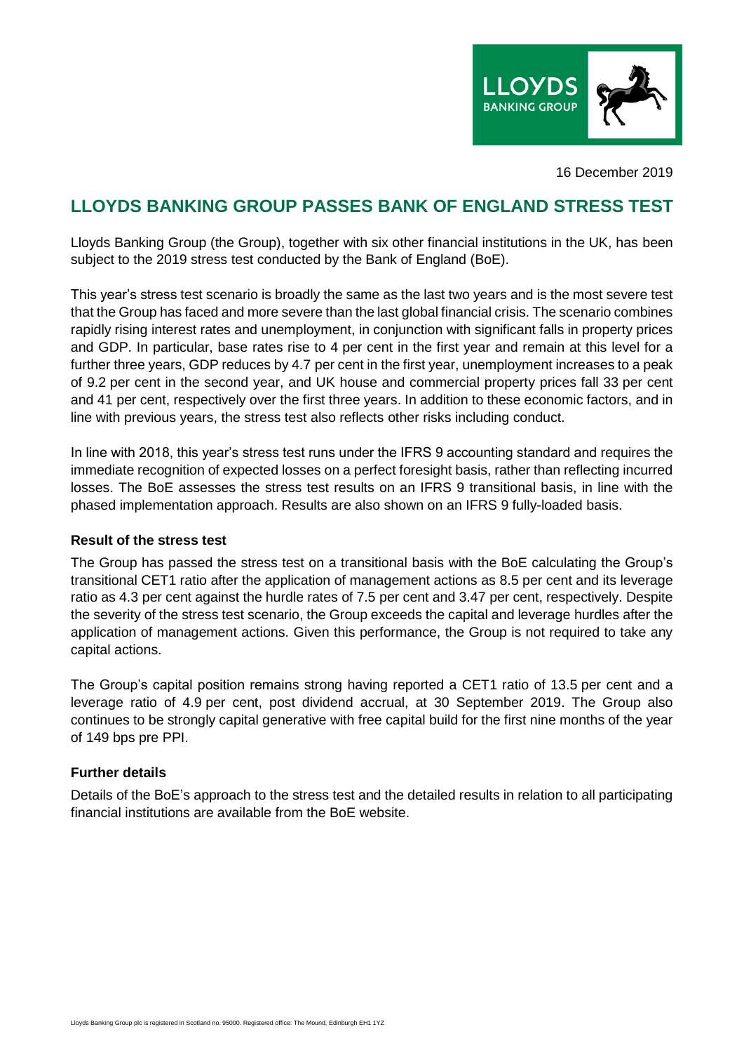16 December 2019

# LLOYDS BANKING GROUP PASSES BANK OF ENGLAND STRESS TEST

Lloyds Banking Group (the Group), together with six other financial institutions in the UK, has been subject to the 2019 stress test conducted by the Bank of England (BoE).

This year's stress test scenario is broadly the same as the last two years and is the most severe test that the Group has faced and more severe than the last global financial crisis. The scenario combines rapidly rising interest rates and unemployment, in conjunction with significant falls in property prices and GDP. In particular, base rates rise to 4 per cent in the first year and remain at this level for a further three years, GDP reduces by 4.7 per cent in the first year, unemployment increases to a peak of 9.2 per cent in the second year, and UK house and commercial property prices fall 33 per cent and 41 per cent, respectively over the first three years. In addition to these economic factors, and in line with previous years, the stress test also reflects other risks including conduct.

In line with 2018, this year's stress test runs under the IFRS 9 accounting standard and requires the immediate recognition of expected losses on a perfect foresight basis, rather than reflecting incurred losses. The BoE assesses the stress test results on an IFRS 9 transitional basis, in line with the phased implementation approach. Results are also shown on an IFRS 9 fully-loaded basis.

**Result of the stress test**

The Group has passed the stress test on a transitional basis with the BoE calculating the Group's transitional CET1 ratio after the application of management actions as 8.5 per cent and its leverage ratio as 4.3 per cent against the hurdle rates of 7.5 per cent and 3.47 per cent, respectively. Despite the severity of the stress test scenario, the Group exceeds the capital and leverage hurdles after the application of management actions. Given this performance, the Group is not required to take any capital actions.

The Group's capital position remains strong having reported a CET1 ratio of 13.5 per cent and a leverage ratio of 4.9 per cent, post dividend accrual, at 30 September 2019. The Group also continues to be strongly capital generative with free capital build for the first nine months of the year of 149 bps pre PPI.

**Further details**

Details of the BoE's approach to the stress test and the detailed results in relation to all participating financial institutions are available from the BoE website.

Lloyds Banking Group plc is registered in Scotland no. 95000. Registered office: The Mound, Edinburgh EH1 1YZ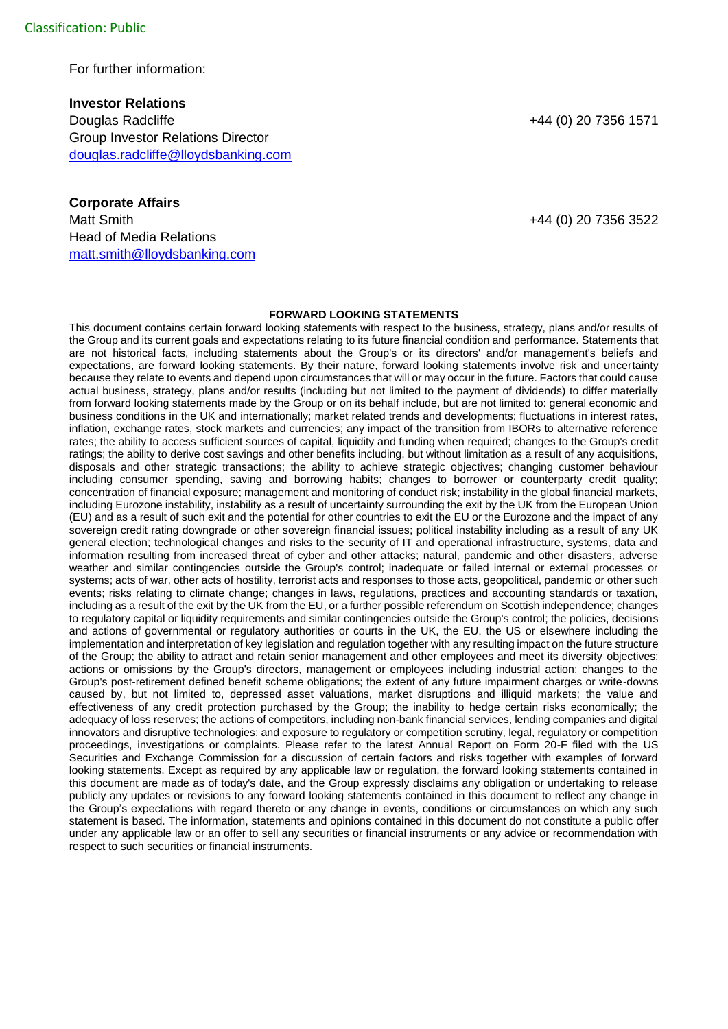For further information:

**Investor Relations**
Douglas Radcliffe +44 (0) 20 7356 1571
Group Investor Relations Director
douglas.radcliffe@lloydsbanking.com

**Corporate Affairs**
Matt Smith +44 (0) 20 7356 3522
Head of Media Relations
matt.smith@lloydsbanking.com

**FORWARD LOOKING STATEMENTS**

This document contains certain forward looking statements with respect to the business, strategy, plans and/or results of the Group and its current goals and expectations relating to its future financial condition and performance. Statements that are not historical facts, including statements about the Group's or its directors' and/or management's beliefs and expectations, are forward looking statements. By their nature, forward looking statements involve risk and uncertainty because they relate to events and depend upon circumstances that will or may occur in the future. Factors that could cause actual business, strategy, plans and/or results (including but not limited to the payment of dividends) to differ materially from forward looking statements made by the Group or on its behalf include, but are not limited to: general economic and business conditions in the UK and internationally; market related trends and developments; fluctuations in interest rates, inflation, exchange rates, stock markets and currencies; any impact of the transition from IBORs to alternative reference rates; the ability to access sufficient sources of capital, liquidity and funding when required; changes to the Group's credit ratings; the ability to derive cost savings and other benefits including, but without limitation as a result of any acquisitions, disposals and other strategic transactions; the ability to achieve strategic objectives; changing customer behaviour including consumer spending, saving and borrowing habits; changes to borrower or counterparty credit quality; concentration of financial exposure; management and monitoring of conduct risk; instability in the global financial markets, including Eurozone instability, instability as a result of uncertainty surrounding the exit by the UK from the European Union (EU) and as a result of such exit and the potential for other countries to exit the EU or the Eurozone and the impact of any sovereign credit rating downgrade or other sovereign financial issues; political instability including as a result of any UK general election; technological changes and risks to the security of IT and operational infrastructure, systems, data and information resulting from increased threat of cyber and other attacks; natural, pandemic and other disasters, adverse weather and similar contingencies outside the Group's control; inadequate or failed internal or external processes or systems; acts of war, other acts of hostility, terrorist acts and responses to those acts, geopolitical, pandemic or other such events; risks relating to climate change; changes in laws, regulations, practices and accounting standards or taxation, including as a result of the exit by the UK from the EU, or a further possible referendum on Scottish independence; changes to regulatory capital or liquidity requirements and similar contingencies outside the Group's control; the policies, decisions and actions of governmental or regulatory authorities or courts in the UK, the EU, the US or elsewhere including the implementation and interpretation of key legislation and regulation together with any resulting impact on the future structure of the Group; the ability to attract and retain senior management and other employees and meet its diversity objectives; actions or omissions by the Group's directors, management or employees including industrial action; changes to the Group's post-retirement defined benefit scheme obligations; the extent of any future impairment charges or write-downs caused by, but not limited to, depressed asset valuations, market disruptions and illiquid markets; the value and effectiveness of any credit protection purchased by the Group; the inability to hedge certain risks economically; the adequacy of loss reserves; the actions of competitors, including non-bank financial services, lending companies and digital innovators and disruptive technologies; and exposure to regulatory or competition scrutiny, legal, regulatory or competition proceedings, investigations or complaints. Please refer to the latest Annual Report on Form 20-F filed with the US Securities and Exchange Commission for a discussion of certain factors and risks together with examples of forward looking statements. Except as required by any applicable law or regulation, the forward looking statements contained in this document are made as of today's date, and the Group expressly disclaims any obligation or undertaking to release publicly any updates or revisions to any forward looking statements contained in this document to reflect any change in the Group's expectations with regard thereto or any change in events, conditions or circumstances on which any such statement is based. The information, statements and opinions contained in this document do not constitute a public offer under any applicable law or an offer to sell any securities or financial instruments or any advice or recommendation with respect to such securities or financial instruments.